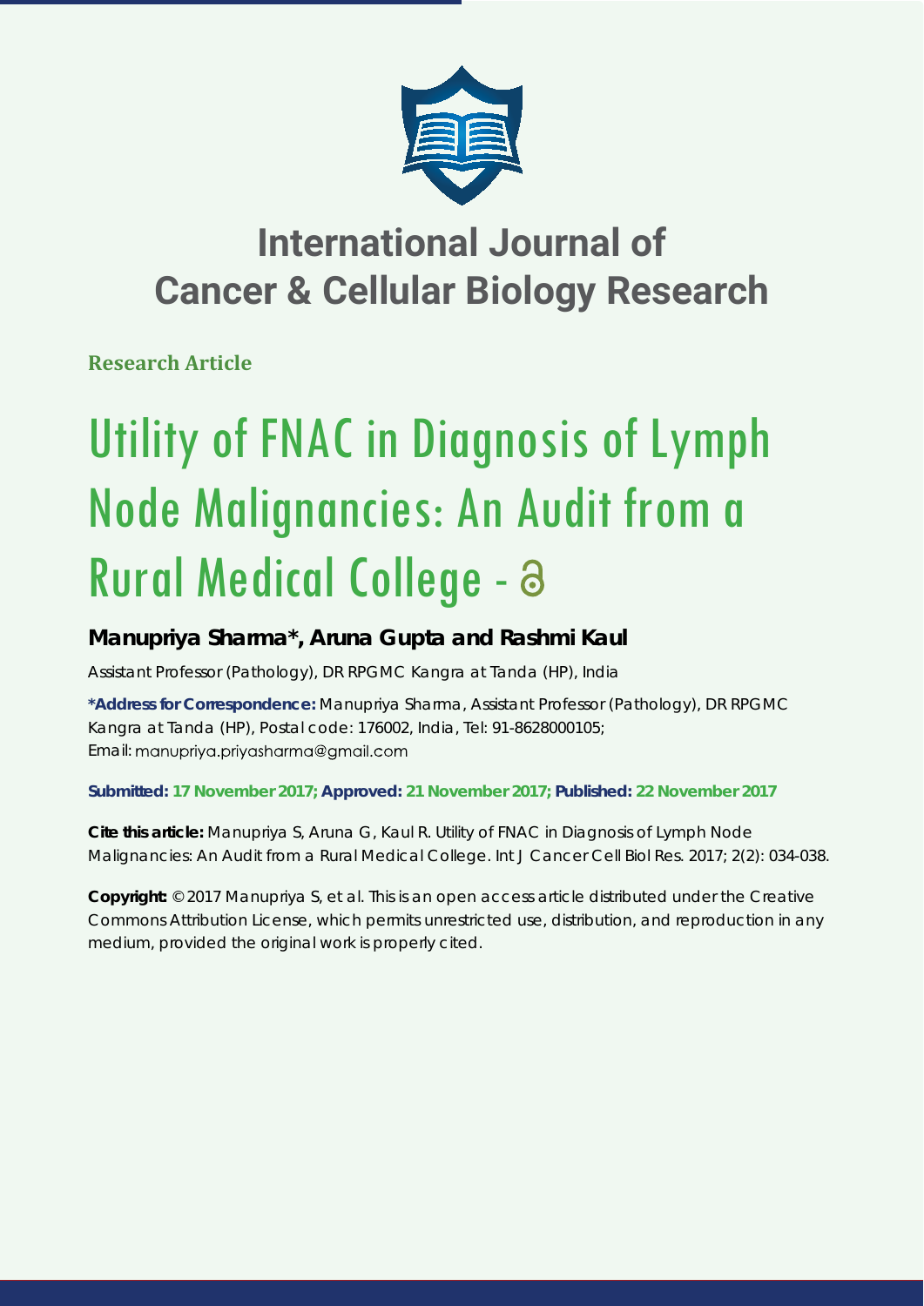# International Journal of Cancer & Cellular Biology Research

**Research Article**

# Utility of FNAC in Diagnosis of Lymph Node Malignancies: An Audit from a Rural Medical College - 

**Manupriya Sharma\*, Aruna Gupta and Rashmi Kaul**

Assistant Professor (Pathology), DR RPGMC Kangra at Tanda (HP), India

**\*Address for Correspondence:** Manupriya Sharma, Assistant Professor (Pathology), DR RPGMC Kangra at Tanda (HP), Postal code: 176002, India, Tel: 91-8628000105; Email: manupriya.priyasharma@gmail.com

**Submitted: 17 November 2017; Approved: 21 November 2017; Published: 22 November 2017**

**Cite this article:** Manupriya S, Aruna G, Kaul R. Utility of FNAC in Diagnosis of Lymph Node Malignancies: An Audit from a Rural Medical College. Int J Cancer Cell Biol Res. 2017; 2(2): 034-038.

**Copyright:** © 2017 Manupriya S, et al. This is an open access article distributed under the Creative Commons Attribution License, which permits unrestricted use, distribution, and reproduction in any medium, provided the original work is properly cited.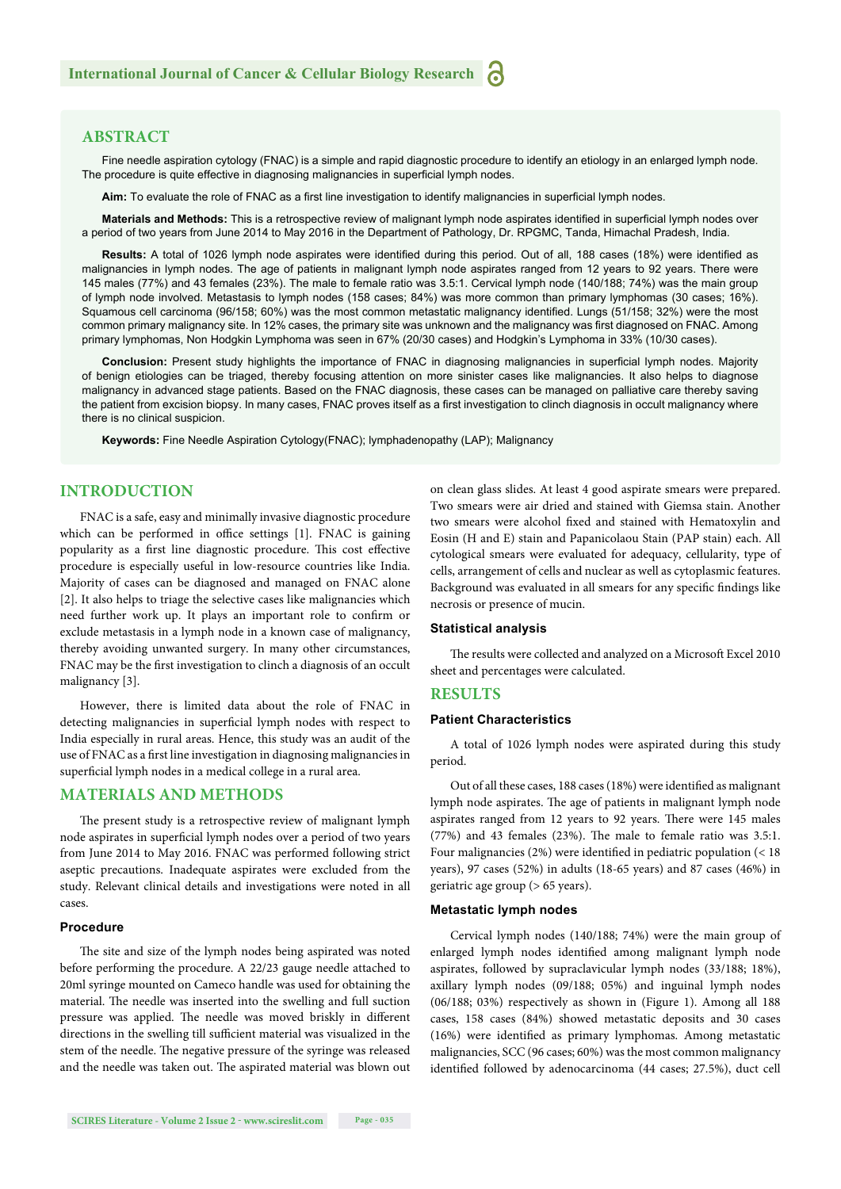## ABSTRACT

Fine needle aspiration cytology (FNAC) is a simple and rapid diagnostic procedure to identify an etiology in an enlarged lymph node. The procedure is quite effective in diagnosing malignancies in superficial lymph nodes.

**Aim:** To evaluate the role of FNAC as a first line investigation to identify malignancies in superficial lymph nodes.

**Materials and Methods:** This is a retrospective review of malignant lymph node aspirates identified in superficial lymph nodes over a period of two years from June 2014 to May 2016 in the Department of Pathology, Dr. RPGMC, Tanda, Himachal Pradesh, India.

**Results:** A total of 1026 lymph node aspirates were identified during this period. Out of all, 188 cases (18%) were identified as malignancies in lymph nodes. The age of patients in malignant lymph node aspirates ranged from 12 years to 92 years. There were 145 males (77%) and 43 females (23%). The male to female ratio was 3.5:1. Cervical lymph node (140/188; 74%) was the main group of lymph node involved. Metastasis to lymph nodes (158 cases; 84%) was more common than primary lymphomas (30 cases; 16%). Squamous cell carcinoma (96/158; 60%) was the most common metastatic malignancy identified. Lungs (51/158; 32%) were the most common primary malignancy site. In 12% cases, the primary site was unknown and the malignancy was first diagnosed on FNAC. Among primary lymphomas, Non Hodgkin Lymphoma was seen in 67% (20/30 cases) and Hodgkin's Lymphoma in 33% (10/30 cases).

**Conclusion:** Present study highlights the importance of FNAC in diagnosing malignancies in superficial lymph nodes. Majority of benign etiologies can be triaged, thereby focusing attention on more sinister cases like malignancies. It also helps to diagnose malignancy in advanced stage patients. Based on the FNAC diagnosis, these cases can be managed on palliative care thereby saving the patient from excision biopsy. In many cases, FNAC proves itself as a first investigation to clinch diagnosis in occult malignancy where there is no clinical suspicion.

**Keywords:** Fine Needle Aspiration Cytology(FNAC); lymphadenopathy (LAP); Malignancy

## INTRODUCTION

FNAC is a safe, easy and minimally invasive diagnostic procedure which can be performed in office settings [1]. FNAC is gaining popularity as a first line diagnostic procedure. This cost effective procedure is especially useful in low-resource countries like India. Majority of cases can be diagnosed and managed on FNAC alone [2]. It also helps to triage the selective cases like malignancies which need further work up. It plays an important role to confirm or exclude metastasis in a lymph node in a known case of malignancy, thereby avoiding unwanted surgery. In many other circumstances, FNAC may be the first investigation to clinch a diagnosis of an occult malignancy [3].

However, there is limited data about the role of FNAC in detecting malignancies in superficial lymph nodes with respect to India especially in rural areas. Hence, this study was an audit of the use of FNAC as a first line investigation in diagnosing malignancies in superficial lymph nodes in a medical college in a rural area.

## MATERIALS AND METHODS

The present study is a retrospective review of malignant lymph node aspirates in superficial lymph nodes over a period of two years from June 2014 to May 2016. FNAC was performed following strict aseptic precautions. Inadequate aspirates were excluded from the study. Relevant clinical details and investigations were noted in all cases.

### Procedure

The site and size of the lymph nodes being aspirated was noted before performing the procedure. A 22/23 gauge needle attached to 20ml syringe mounted on Cameco handle was used for obtaining the material. The needle was inserted into the swelling and full suction pressure was applied. The needle was moved briskly in different directions in the swelling till sufficient material was visualized in the stem of the needle. The negative pressure of the syringe was released and the needle was taken out. The aspirated material was blown out on clean glass slides. At least 4 good aspirate smears were prepared. Two smears were air dried and stained with Giemsa stain. Another two smears were alcohol fixed and stained with Hematoxylin and Eosin (H and E) stain and Papanicolaou Stain (PAP stain) each. All cytological smears were evaluated for adequacy, cellularity, type of cells, arrangement of cells and nuclear as well as cytoplasmic features. Background was evaluated in all smears for any specific findings like necrosis or presence of mucin.

### Statistical analysis

The results were collected and analyzed on a Microsoft Excel 2010 sheet and percentages were calculated.

## RESULTS

### Patient Characteristics

A total of 1026 lymph nodes were aspirated during this study period.

Out of all these cases, 188 cases (18%) were identified as malignant lymph node aspirates. The age of patients in malignant lymph node aspirates ranged from 12 years to 92 years. There were 145 males (77%) and 43 females (23%). The male to female ratio was 3.5:1. Four malignancies (2%) were identified in pediatric population (< 18 years), 97 cases (52%) in adults (18-65 years) and 87 cases (46%) in geriatric age group (> 65 years).

### Metastatic lymph nodes

Cervical lymph nodes (140/188; 74%) were the main group of enlarged lymph nodes identified among malignant lymph node aspirates, followed by supraclavicular lymph nodes (33/188; 18%), axillary lymph nodes (09/188; 05%) and inguinal lymph nodes (06/188; 03%) respectively as shown in (Figure 1). Among all 188 cases, 158 cases (84%) showed metastatic deposits and 30 cases (16%) were identified as primary lymphomas. Among metastatic malignancies, SCC (96 cases; 60%) was the most common malignancy identified followed by adenocarcinoma (44 cases; 27.5%), duct cell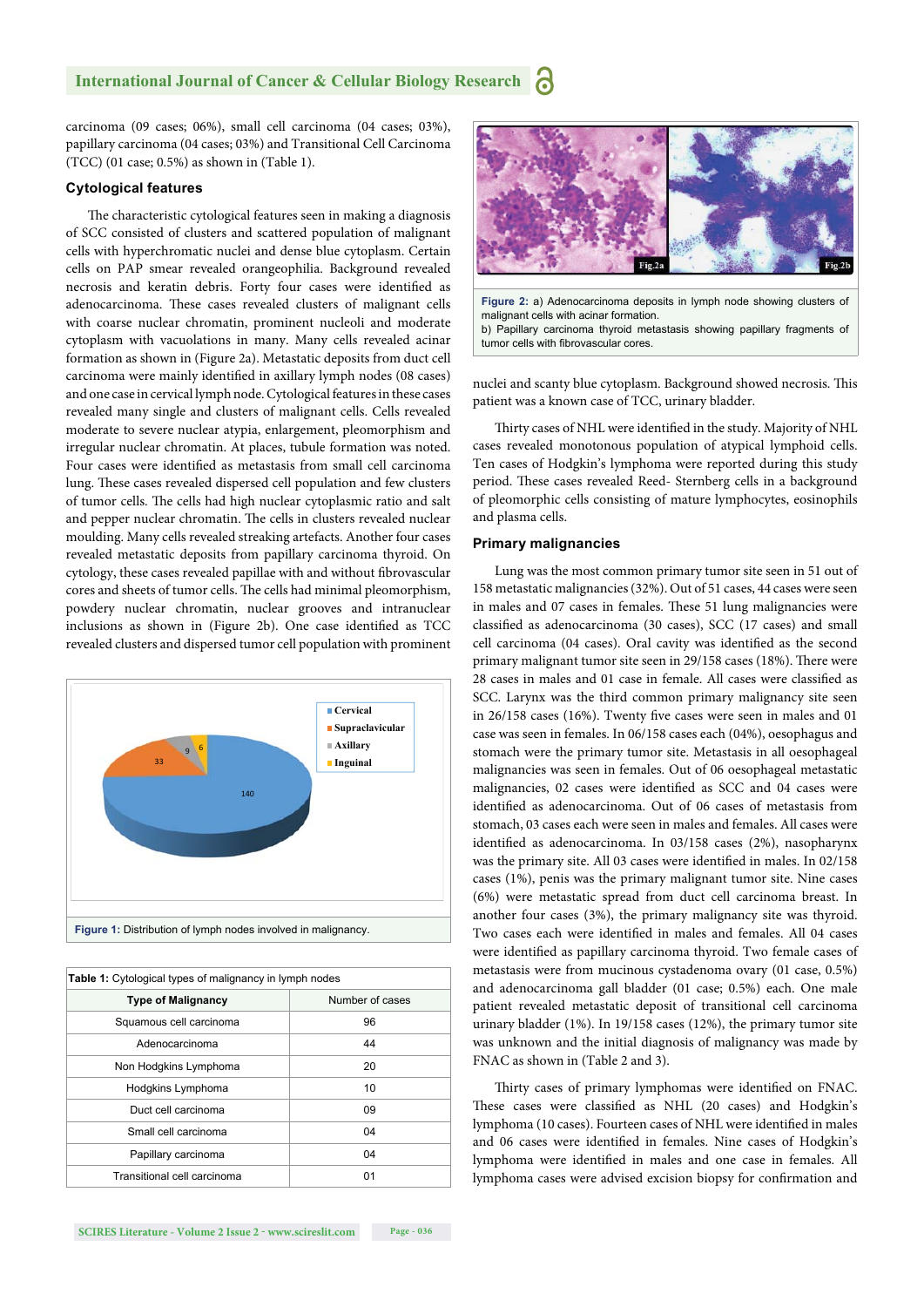carcinoma (09 cases; 06%), small cell carcinoma (04 cases; 03%), papillary carcinoma (04 cases; 03%) and Transitional Cell Carcinoma (TCC) (01 case; 0.5%) as shown in (Table 1).

### Cytological features

The characteristic cytological features seen in making a diagnosis of SCC consisted of clusters and scattered population of malignant cells with hyperchromatic nuclei and dense blue cytoplasm. Certain cells on PAP smear revealed orangeophilia. Background revealed necrosis and keratin debris. Forty four cases were identified as adenocarcinoma. These cases revealed clusters of malignant cells with coarse nuclear chromatin, prominent nucleoli and moderate cytoplasm with vacuolations in many. Many cells revealed acinar formation as shown in (Figure 2a). Metastatic deposits from duct cell carcinoma were mainly identified in axillary lymph nodes (08 cases) and one case in cervical lymph node. Cytological features in these cases revealed many single and clusters of malignant cells. Cells revealed moderate to severe nuclear atypia, enlargement, pleomorphism and irregular nuclear chromatin. At places, tubule formation was noted. Four cases were identified as metastasis from small cell carcinoma lung. These cases revealed dispersed cell population and few clusters of tumor cells. The cells had high nuclear cytoplasmic ratio and salt and pepper nuclear chromatin. The cells in clusters revealed nuclear moulding. Many cells revealed streaking artefacts. Another four cases revealed metastatic deposits from papillary carcinoma thyroid. On cytology, these cases revealed papillae with and without fibrovascular cores and sheets of tumor cells. The cells had minimal pleomorphism, powdery nuclear chromatin, nuclear grooves and intranuclear inclusions as shown in (Figure 2b). One case identified as TCC revealed clusters and dispersed tumor cell population with prominent nuclei and scanty blue cytoplasm. Background showed necrosis. This patient was a known case of TCC, urinary bladder.

Figure 2: a) Adenocarcinoma deposits in lymph node showing clusters of malignant cells with acinar formation.
b) Papillary carcinoma thyroid metastasis showing papillary fragments of tumor cells with fibrovascular cores.

Thirty cases of NHL were identified in the study. Majority of NHL cases revealed monotonous population of atypical lymphoid cells. Ten cases of Hodgkin's lymphoma were reported during this study period. These cases revealed Reed- Sternberg cells in a background of pleomorphic cells consisting of mature lymphocytes, eosinophils and plasma cells.

Figure 1: Distribution of lymph nodes involved in malignancy.

| Type of Malignancy | Number of cases |
|---|---|
| Squamous cell carcinoma | 96 |
| Adenocarcinoma | 44 |
| Non Hodgkins Lymphoma | 20 |
| Hodgkins Lymphoma | 10 |
| Duct cell carcinoma | 09 |
| Small cell carcinoma | 04 |
| Papillary carcinoma | 04 |
| Transitional cell carcinoma | 01 |

Table 1: Cytological types of malignancy in lymph nodes

### Primary malignancies

Lung was the most common primary tumor site seen in 51 out of 158 metastatic malignancies (32%). Out of 51 cases, 44 cases were seen in males and 07 cases in females. These 51 lung malignancies were classified as adenocarcinoma (30 cases), SCC (17 cases) and small cell carcinoma (04 cases). Oral cavity was identified as the second primary malignant tumor site seen in 29/158 cases (18%). There were 28 cases in males and 01 case in female. All cases were classified as SCC. Larynx was the third common primary malignancy site seen in 26/158 cases (16%). Twenty five cases were seen in males and 01 case was seen in females. In 06/158 cases each (04%), oesophagus and stomach were the primary tumor site. Metastasis in all oesophageal malignancies was seen in females. Out of 06 oesophageal metastatic malignancies, 02 cases were identified as SCC and 04 cases were identified as adenocarcinoma. Out of 06 cases of metastasis from stomach, 03 cases each were seen in males and females. All cases were identified as adenocarcinoma. In 03/158 cases (2%), nasopharynx was the primary site. All 03 cases were identified in males. In 02/158 cases (1%), penis was the primary malignant tumor site. Nine cases (6%) were metastatic spread from duct cell carcinoma breast. In another four cases (3%), the primary malignancy site was thyroid. Two cases each were identified in males and females. All 04 cases were identified as papillary carcinoma thyroid. Two female cases of metastasis were from mucinous cystadenoma ovary (01 case, 0.5%) and adenocarcinoma gall bladder (01 case; 0.5%) each. One male patient revealed metastatic deposit of transitional cell carcinoma urinary bladder (1%). In 19/158 cases (12%), the primary tumor site was unknown and the initial diagnosis of malignancy was made by FNAC as shown in (Table 2 and 3).

Thirty cases of primary lymphomas were identified on FNAC. These cases were classified as NHL (20 cases) and Hodgkin's lymphoma (10 cases). Fourteen cases of NHL were identified in males and 06 cases were identified in females. Nine cases of Hodgkin's lymphoma were identified in males and one case in females. All lymphoma cases were advised excision biopsy for confirmation and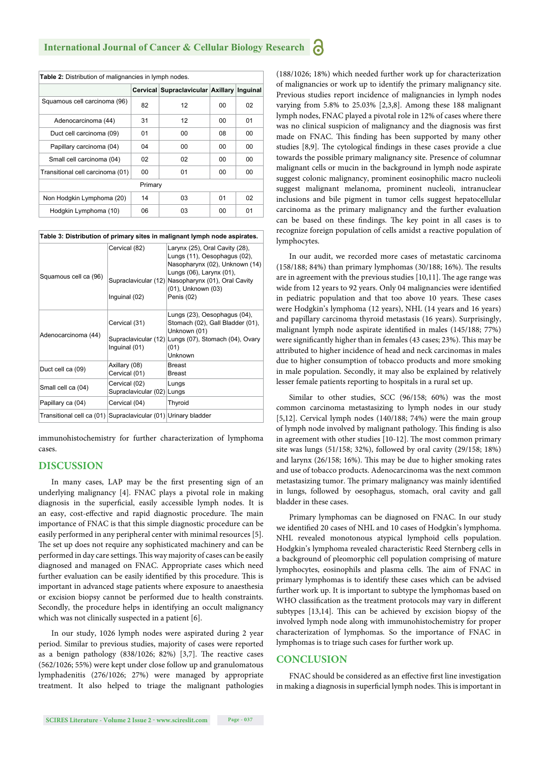**Table 2:** Distribution of malignancies in lymph nodes.

| | Cervical | Supraclavicular | Axillary | Inguinal |
|---|---|---|---|---|
| Squamous cell carcinoma (96) | 82 | 12 | 00 | 02 |
| Adenocarcinoma (44) | 31 | 12 | 00 | 01 |
| Duct cell carcinoma (09) | 01 | 00 | 08 | 00 |
| Papillary carcinoma (04) | 04 | 00 | 00 | 00 |
| Small cell carcinoma (04) | 02 | 02 | 00 | 00 |
| Transitional cell carcinoma (01) | 00 | 01 | 00 | 00 |
| Primary | | | | |
| Non Hodgkin Lymphoma (20) | 14 | 03 | 01 | 02 |
| Hodgkin Lymphoma (10) | 06 | 03 | 00 | 01 |

**Table 3: Distribution of primary sites in malignant lymph node aspirates.**

| | | |
|---|---|---|
| Squamous cell ca (96) | Cervical (82) | Larynx (25), Oral Cavity (28), Lungs (11), Oesophagus (02), Nasopharynx (02), Unknown (14) |
| | Supraclavicular (12) | Lungs (06), Larynx (01), Nasopharynx (01), Oral Cavity (01), Unknown (03) |
| | Inguinal (02) | Penis (02) |
| Adenocarcinoma (44) | Cervical (31) | Lungs (23), Oesophagus (04), Stomach (02), Gall Bladder (01), Unknown (01) |
| | Supraclavicular (12) | Lungs (07), Stomach (04), Ovary (01) |
| | Inguinal (01) | Unknown |
| Duct cell ca (09) | Axillary (08) | Breast |
| | Cervical (01) | Breast |
| Small cell ca (04) | Cervical (02) | Lungs |
| | Supraclavicular (02) | Lungs |
| Papillary ca (04) | Cervical (04) | Thyroid |
| Transitional cell ca (01) | Supraclavicular (01) | Urinary bladder |

immunohistochemistry for further characterization of lymphoma cases.

## DISCUSSION

In many cases, LAP may be the first presenting sign of an underlying malignancy [4]. FNAC plays a pivotal role in making diagnosis in the superficial, easily accessible lymph nodes. It is an easy, cost-effective and rapid diagnostic procedure. The main importance of FNAC is that this simple diagnostic procedure can be easily performed in any peripheral center with minimal resources [5]. The set up does not require any sophisticated machinery and can be performed in day care settings. This way majority of cases can be easily diagnosed and managed on FNAC. Appropriate cases which need further evaluation can be easily identified by this procedure. This is important in advanced stage patients where exposure to anaesthesia or excision biopsy cannot be performed due to health constraints. Secondly, the procedure helps in identifying an occult malignancy which was not clinically suspected in a patient [6].

In our study, 1026 lymph nodes were aspirated during 2 year period. Similar to previous studies, majority of cases were reported as a benign pathology (838/1026; 82%) [3,7]. The reactive cases (562/1026; 55%) were kept under close follow up and granulomatous lymphadenitis (276/1026; 27%) were managed by appropriate treatment. It also helped to triage the malignant pathologies (188/1026; 18%) which needed further work up for characterization of malignancies or work up to identify the primary malignancy site. Previous studies report incidence of malignancies in lymph nodes varying from 5.8% to 25.03% [2,3,8]. Among these 188 malignant lymph nodes, FNAC played a pivotal role in 12% of cases where there was no clinical suspicion of malignancy and the diagnosis was first made on FNAC. This finding has been supported by many other studies [8,9]. The cytological findings in these cases provide a clue towards the possible primary malignancy site. Presence of columnar malignant cells or mucin in the background in lymph node aspirate suggest colonic malignancy, prominent eosinophilic macro nucleoli suggest malignant melanoma, prominent nucleoli, intranuclear inclusions and bile pigment in tumor cells suggest hepatocellular carcinoma as the primary malignancy and the further evaluation can be based on these findings. The key point in all cases is to recognize foreign population of cells amidst a reactive population of lymphocytes.

In our audit, we recorded more cases of metastatic carcinoma (158/188; 84%) than primary lymphomas (30/188; 16%). The results are in agreement with the previous studies [10,11]. The age range was wide from 12 years to 92 years. Only 04 malignancies were identified in pediatric population and that too above 10 years. These cases were Hodgkin's lymphoma (12 years), NHL (14 years and 16 years) and papillary carcinoma thyroid metastasis (16 years). Surprisingly, malignant lymph node aspirate identified in males (145/188; 77%) were significantly higher than in females (43 cases; 23%). This may be attributed to higher incidence of head and neck carcinomas in males due to higher consumption of tobacco products and more smoking in male population. Secondly, it may also be explained by relatively lesser female patients reporting to hospitals in a rural set up.

Similar to other studies, SCC (96/158; 60%) was the most common carcinoma metastasizing to lymph nodes in our study [5,12]. Cervical lymph nodes (140/188; 74%) were the main group of lymph node involved by malignant pathology. This finding is also in agreement with other studies [10-12]. The most common primary site was lungs (51/158; 32%), followed by oral cavity (29/158; 18%) and larynx (26/158; 16%). This may be due to higher smoking rates and use of tobacco products. Adenocarcinoma was the next common metastasizing tumor. The primary malignancy was mainly identified in lungs, followed by oesophagus, stomach, oral cavity and gall bladder in these cases.

Primary lymphomas can be diagnosed on FNAC. In our study we identified 20 cases of NHL and 10 cases of Hodgkin's lymphoma. NHL revealed monotonous atypical lymphoid cells population. Hodgkin's lymphoma revealed characteristic Reed Sternberg cells in a background of pleomorphic cell population comprising of mature lymphocytes, eosinophils and plasma cells. The aim of FNAC in primary lymphomas is to identify these cases which can be advised further work up. It is important to subtype the lymphomas based on WHO classification as the treatment protocols may vary in different subtypes [13,14]. This can be achieved by excision biopsy of the involved lymph node along with immunohistochemistry for proper characterization of lymphomas. So the importance of FNAC in lymphomas is to triage such cases for further work up.

## CONCLUSION

FNAC should be considered as an effective first line investigation in making a diagnosis in superficial lymph nodes. This is important in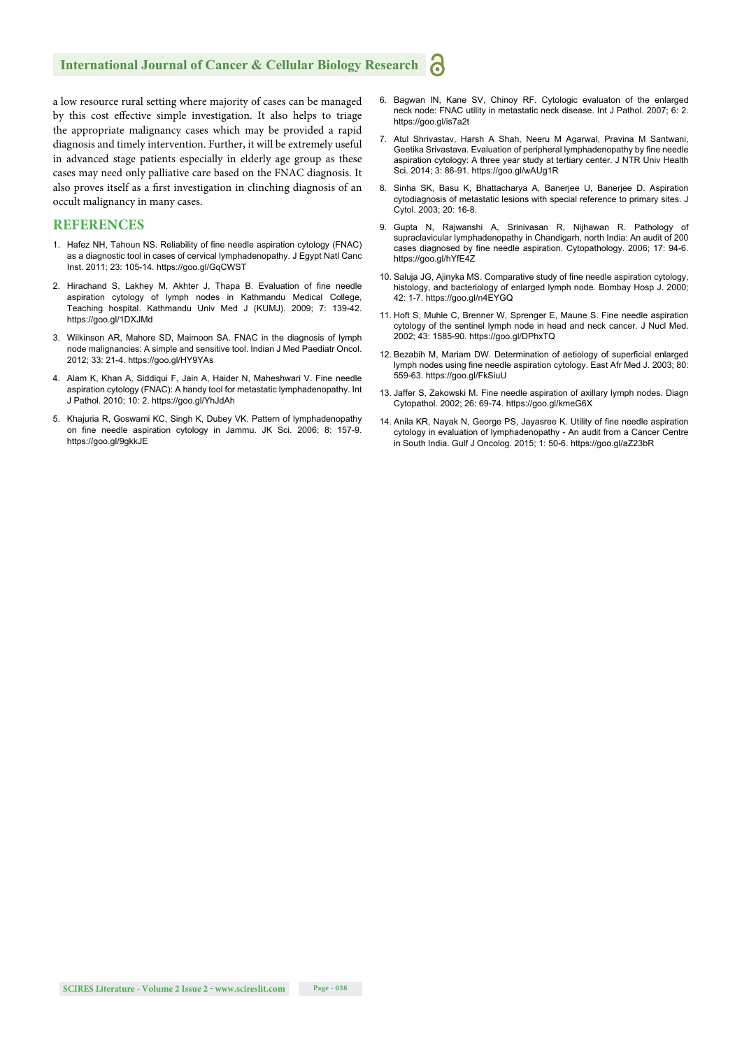a low resource rural setting where majority of cases can be managed by this cost effective simple investigation. It also helps to triage the appropriate malignancy cases which may be provided a rapid diagnosis and timely intervention. Further, it will be extremely useful in advanced stage patients especially in elderly age group as these cases may need only palliative care based on the FNAC diagnosis. It also proves itself as a first investigation in clinching diagnosis of an occult malignancy in many cases.

## REFERENCES

1. Hafez NH, Tahoun NS. Reliability of fine needle aspiration cytology (FNAC) as a diagnostic tool in cases of cervical lymphadenopathy. J Egypt Natl Canc Inst. 2011; 23: 105-14. https://goo.gl/GqCWST
2. Hirachand S, Lakhey M, Akhter J, Thapa B. Evaluation of fine needle aspiration cytology of lymph nodes in Kathmandu Medical College, Teaching hospital. Kathmandu Univ Med J (KUMJ). 2009; 7: 139-42. https://goo.gl/1DXJMd
3. Wilkinson AR, Mahore SD, Maimoon SA. FNAC in the diagnosis of lymph node malignancies: A simple and sensitive tool. Indian J Med Paediatr Oncol. 2012; 33: 21-4. https://goo.gl/HY9YAs
4. Alam K, Khan A, Siddiqui F, Jain A, Haider N, Maheshwari V. Fine needle aspiration cytology (FNAC): A handy tool for metastatic lymphadenopathy. Int J Pathol. 2010; 10: 2. https://goo.gl/YhJdAh
5. Khajuria R, Goswami KC, Singh K, Dubey VK. Pattern of lymphadenopathy on fine needle aspiration cytology in Jammu. JK Sci. 2006; 8: 157-9. https://goo.gl/9gkkJE
6. Bagwan IN, Kane SV, Chinoy RF. Cytologic evaluaton of the enlarged neck node: FNAC utility in metastatic neck disease. Int J Pathol. 2007; 6: 2. https://goo.gl/is7a2t
7. Atul Shrivastav, Harsh A Shah, Neeru M Agarwal, Pravina M Santwani, Geetika Srivastava. Evaluation of peripheral lymphadenopathy by fine needle aspiration cytology: A three year study at tertiary center. J NTR Univ Health Sci. 2014; 3: 86-91. https://goo.gl/wAUg1R
8. Sinha SK, Basu K, Bhattacharya A, Banerjee U, Banerjee D. Aspiration cytodiagnosis of metastatic lesions with special reference to primary sites. J Cytol. 2003; 20: 16-8.
9. Gupta N, Rajwanshi A, Srinivasan R, Nijhawan R. Pathology of supraclavicular lymphadenopathy in Chandigarh, north India: An audit of 200 cases diagnosed by fine needle aspiration. Cytopathology. 2006; 17: 94-6. https://goo.gl/hYfE4Z
10. Saluja JG, Ajinyka MS. Comparative study of fine needle aspiration cytology, histology, and bacteriology of enlarged lymph node. Bombay Hosp J. 2000; 42: 1-7. https://goo.gl/n4EYGQ
11. Hoft S, Muhle C, Brenner W, Sprenger E, Maune S. Fine needle aspiration cytology of the sentinel lymph node in head and neck cancer. J Nucl Med. 2002; 43: 1585-90. https://goo.gl/DPhxTQ
12. Bezabih M, Mariam DW. Determination of aetiology of superficial enlarged lymph nodes using fine needle aspiration cytology. East Afr Med J. 2003; 80: 559-63. https://goo.gl/FkSiuU
13. Jaffer S, Zakowski M. Fine needle aspiration of axillary lymph nodes. Diagn Cytopathol. 2002; 26: 69-74. https://goo.gl/kmeG6X
14. Anila KR, Nayak N, George PS, Jayasree K. Utility of fine needle aspiration cytology in evaluation of lymphadenopathy - An audit from a Cancer Centre in South India. Gulf J Oncolog. 2015; 1: 50-6. https://goo.gl/aZ23bR